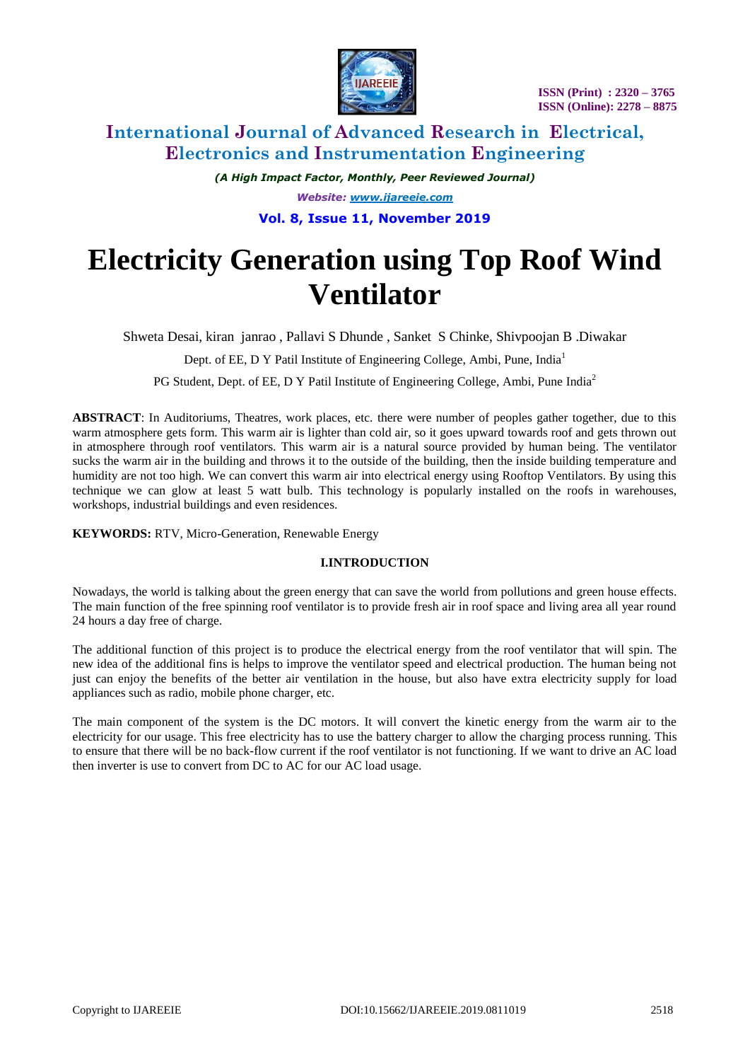# Electricity Generation using Top Roof Wind Ventilator

Shweta Desai, kiran janrao , Pallavi S Dhunde , Sanket S Chinke, Shivpoojan B .Diwakar

Dept. of EE, D Y Patil Institute of Engineering College, Ambi, Pune, India[1]

PG Student, Dept. of EE, D Y Patil Institute of Engineering College, Ambi, Pune India[2]

**ABSTRACT**: In Auditoriums, Theatres, work places, etc. there were number of peoples gather together, due to this warm atmosphere gets form. This warm air is lighter than cold air, so it goes upward towards roof and gets thrown out in atmosphere through roof ventilators. This warm air is a natural source provided by human being. The ventilator sucks the warm air in the building and throws it to the outside of the building, then the inside building temperature and humidity are not too high. We can convert this warm air into electrical energy using Rooftop Ventilators. By using this technique we can glow at least 5 watt bulb. This technology is popularly installed on the roofs in warehouses, workshops, industrial buildings and even residences.

**KEYWORDS:** RTV, Micro-Generation, Renewable Energy

## I.INTRODUCTION

Nowadays, the world is talking about the green energy that can save the world from pollutions and green house effects. The main function of the free spinning roof ventilator is to provide fresh air in roof space and living area all year round 24 hours a day free of charge.

The additional function of this project is to produce the electrical energy from the roof ventilator that will spin. The new idea of the additional fins is helps to improve the ventilator speed and electrical production. The human being not just can enjoy the benefits of the better air ventilation in the house, but also have extra electricity supply for load appliances such as radio, mobile phone charger, etc.

The main component of the system is the DC motors. It will convert the kinetic energy from the warm air to the electricity for our usage. This free electricity has to use the battery charger to allow the charging process running. This to ensure that there will be no back-flow current if the roof ventilator is not functioning. If we want to drive an AC load then inverter is use to convert from DC to AC for our AC load usage.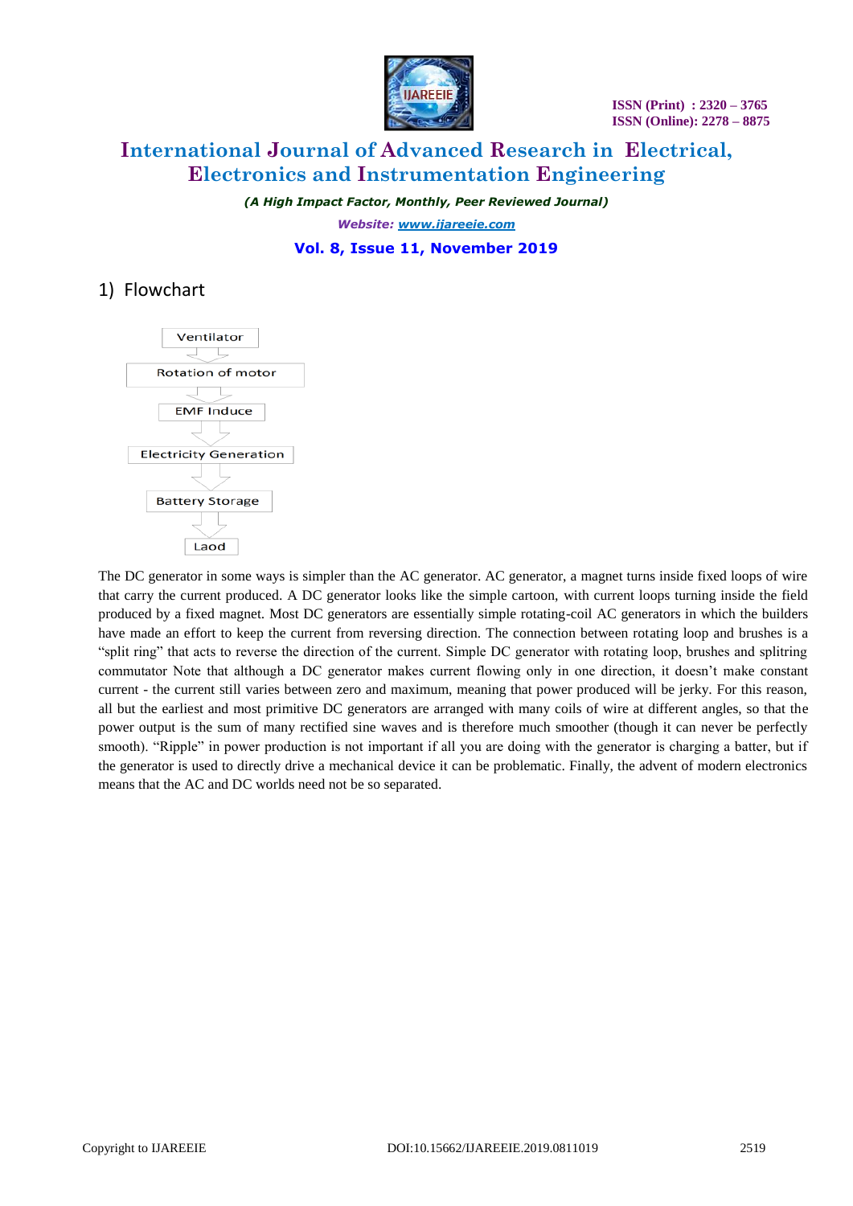## 1) Flowchart

Ventilator

Rotation of motor

EMF Induce

Electricity Generation

Battery Storage

Laod

The DC generator in some ways is simpler than the AC generator. AC generator, a magnet turns inside fixed loops of wire that carry the current produced. A DC generator looks like the simple cartoon, with current loops turning inside the field produced by a fixed magnet. Most DC generators are essentially simple rotating-coil AC generators in which the builders have made an effort to keep the current from reversing direction. The connection between rotating loop and brushes is a "split ring" that acts to reverse the direction of the current. Simple DC generator with rotating loop, brushes and splitring commutator Note that although a DC generator makes current flowing only in one direction, it doesn't make constant current - the current still varies between zero and maximum, meaning that power produced will be jerky. For this reason, all but the earliest and most primitive DC generators are arranged with many coils of wire at different angles, so that the power output is the sum of many rectified sine waves and is therefore much smoother (though it can never be perfectly smooth). "Ripple" in power production is not important if all you are doing with the generator is charging a batter, but if the generator is used to directly drive a mechanical device it can be problematic. Finally, the advent of modern electronics means that the AC and DC worlds need not be so separated.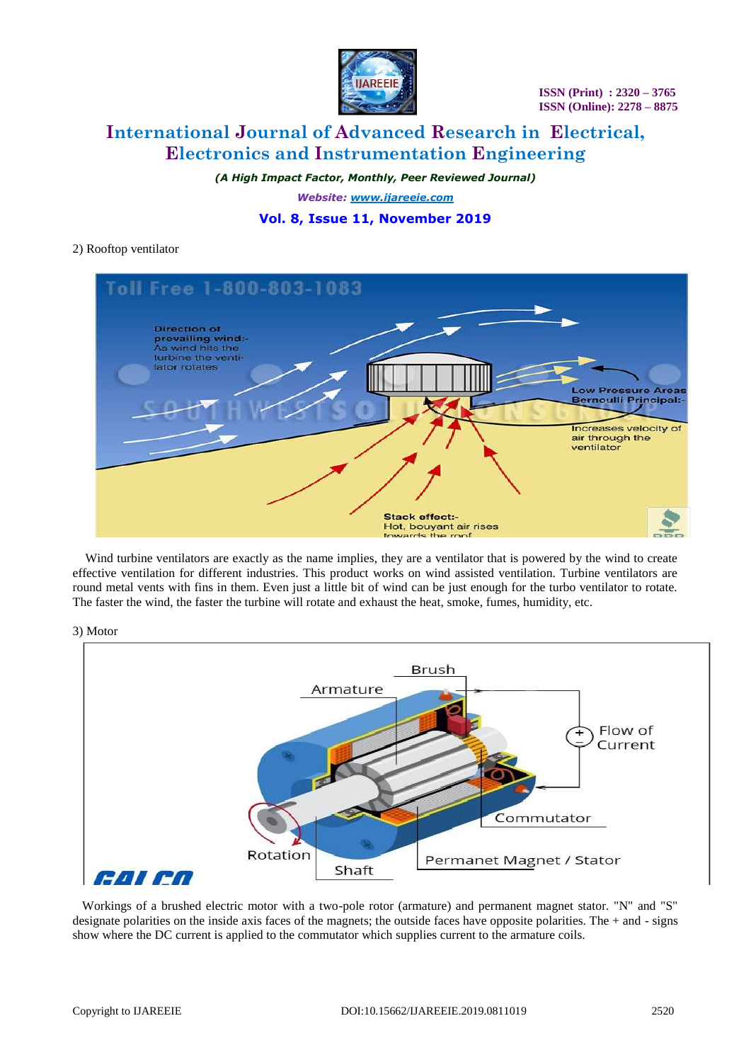2) Rooftop ventilator

Wind turbine ventilators are exactly as the name implies, they are a ventilator that is powered by the wind to create effective ventilation for different industries. This product works on wind assisted ventilation. Turbine ventilators are round metal vents with fins in them. Even just a little bit of wind can be just enough for the turbo ventilator to rotate. The faster the wind, the faster the turbine will rotate and exhaust the heat, smoke, fumes, humidity, etc.

3) Motor

Workings of a brushed electric motor with a two-pole rotor (armature) and permanent magnet stator. "N" and "S" designate polarities on the inside axis faces of the magnets; the outside faces have opposite polarities. The + and - signs show where the DC current is applied to the commutator which supplies current to the armature coils.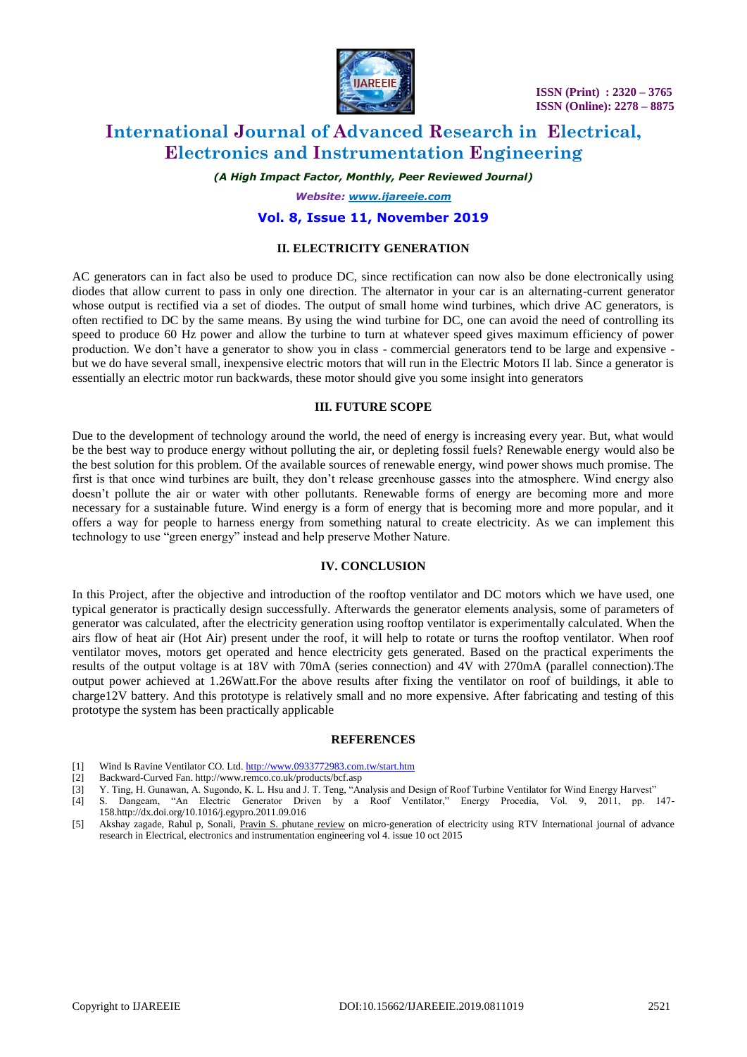## II. ELECTRICITY GENERATION

AC generators can in fact also be used to produce DC, since rectification can now also be done electronically using diodes that allow current to pass in only one direction. The alternator in your car is an alternating-current generator whose output is rectified via a set of diodes. The output of small home wind turbines, which drive AC generators, is often rectified to DC by the same means. By using the wind turbine for DC, one can avoid the need of controlling its speed to produce 60 Hz power and allow the turbine to turn at whatever speed gives maximum efficiency of power production. We don't have a generator to show you in class - commercial generators tend to be large and expensive - but we do have several small, inexpensive electric motors that will run in the Electric Motors II lab. Since a generator is essentially an electric motor run backwards, these motor should give you some insight into generators

## III. FUTURE SCOPE

Due to the development of technology around the world, the need of energy is increasing every year. But, what would be the best way to produce energy without polluting the air, or depleting fossil fuels? Renewable energy would also be the best solution for this problem. Of the available sources of renewable energy, wind power shows much promise. The first is that once wind turbines are built, they don't release greenhouse gasses into the atmosphere. Wind energy also doesn't pollute the air or water with other pollutants. Renewable forms of energy are becoming more and more necessary for a sustainable future. Wind energy is a form of energy that is becoming more and more popular, and it offers a way for people to harness energy from something natural to create electricity. As we can implement this technology to use "green energy" instead and help preserve Mother Nature.

## IV. CONCLUSION

In this Project, after the objective and introduction of the rooftop ventilator and DC motors which we have used, one typical generator is practically design successfully. Afterwards the generator elements analysis, some of parameters of generator was calculated, after the electricity generation using rooftop ventilator is experimentally calculated. When the airs flow of heat air (Hot Air) present under the roof, it will help to rotate or turns the rooftop ventilator. When roof ventilator moves, motors get operated and hence electricity gets generated. Based on the practical experiments the results of the output voltage is at 18V with 70mA (series connection) and 4V with 270mA (parallel connection).The output power achieved at 1.26Watt.For the above results after fixing the ventilator on roof of buildings, it able to charge12V battery. And this prototype is relatively small and no more expensive. After fabricating and testing of this prototype the system has been practically applicable

## REFERENCES

[1] Wind Is Ravine Ventilator CO. Ltd. http://www.0933772983.com.tw/start.htm

[2] Backward-Curved Fan. http://www.remco.co.uk/products/bcf.asp

[3] Y. Ting, H. Gunawan, A. Sugondo, K. L. Hsu and J. T. Teng, "Analysis and Design of Roof Turbine Ventilator for Wind Energy Harvest"

[4] S. Dangeam, "An Electric Generator Driven by a Roof Ventilator," Energy Procedia, Vol. 9, 2011, pp. 147-158.http://dx.doi.org/10.1016/j.egypro.2011.09.016

[5] Akshay zagade, Rahul p, Sonali, Pravin S. phutane review on micro-generation of electricity using RTV International journal of advance research in Electrical, electronics and instrumentation engineering vol 4. issue 10 oct 2015